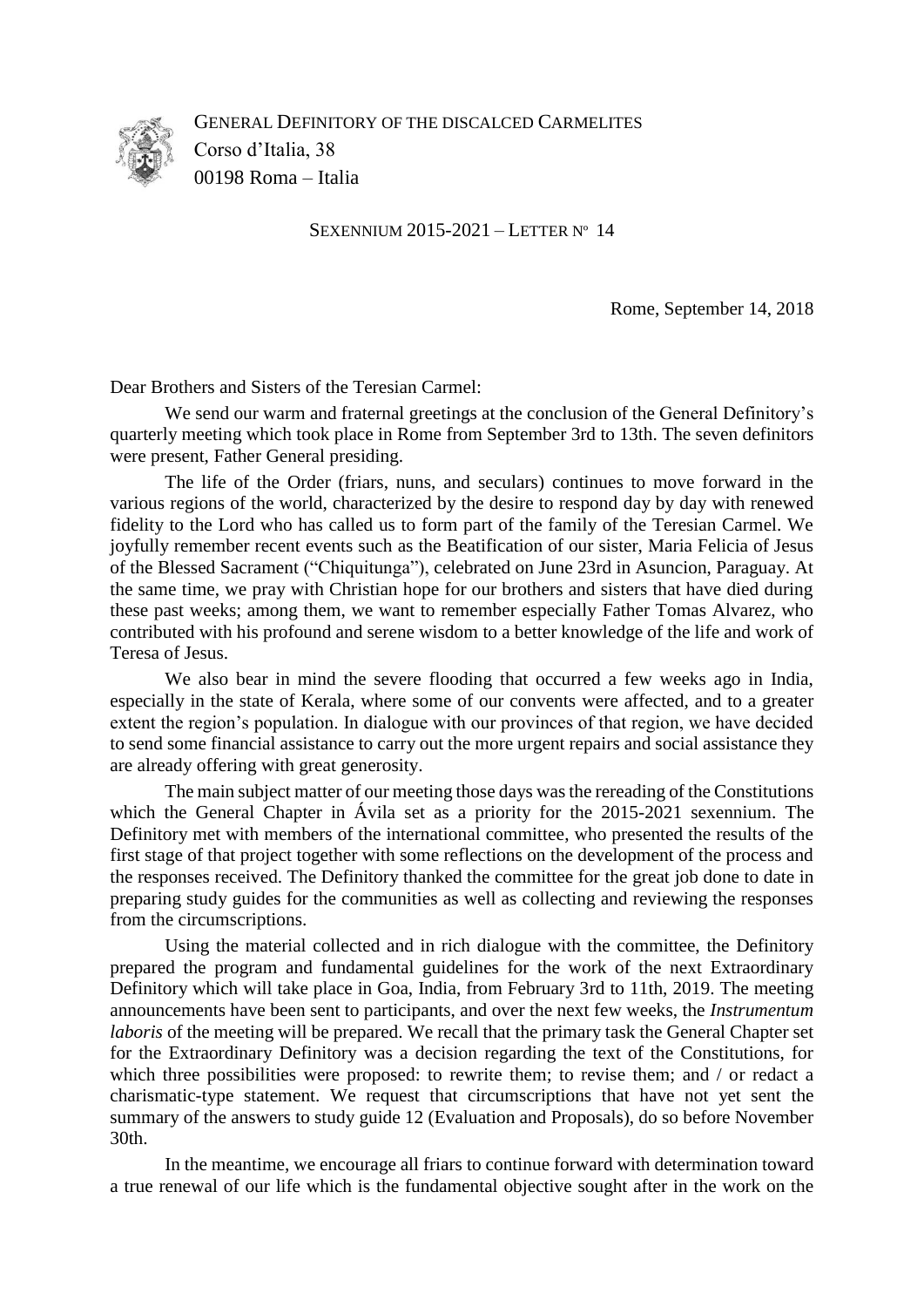GENERAL DEFINITORY OF THE DISCALCED CARMELITES
Corso d'Italia, 38
00198 Roma – Italia

SEXENNIUM 2015-2021 – LETTER Nº 14

Rome, September 14, 2018

Dear Brothers and Sisters of the Teresian Carmel:

We send our warm and fraternal greetings at the conclusion of the General Definitory's quarterly meeting which took place in Rome from September 3rd to 13th. The seven definitors were present, Father General presiding.

The life of the Order (friars, nuns, and seculars) continues to move forward in the various regions of the world, characterized by the desire to respond day by day with renewed fidelity to the Lord who has called us to form part of the family of the Teresian Carmel. We joyfully remember recent events such as the Beatification of our sister, Maria Felicia of Jesus of the Blessed Sacrament ("Chiquitunga"), celebrated on June 23rd in Asuncion, Paraguay. At the same time, we pray with Christian hope for our brothers and sisters that have died during these past weeks; among them, we want to remember especially Father Tomas Alvarez, who contributed with his profound and serene wisdom to a better knowledge of the life and work of Teresa of Jesus.

We also bear in mind the severe flooding that occurred a few weeks ago in India, especially in the state of Kerala, where some of our convents were affected, and to a greater extent the region's population. In dialogue with our provinces of that region, we have decided to send some financial assistance to carry out the more urgent repairs and social assistance they are already offering with great generosity.

The main subject matter of our meeting those days was the rereading of the Constitutions which the General Chapter in Ávila set as a priority for the 2015-2021 sexennium. The Definitory met with members of the international committee, who presented the results of the first stage of that project together with some reflections on the development of the process and the responses received. The Definitory thanked the committee for the great job done to date in preparing study guides for the communities as well as collecting and reviewing the responses from the circumscriptions.

Using the material collected and in rich dialogue with the committee, the Definitory prepared the program and fundamental guidelines for the work of the next Extraordinary Definitory which will take place in Goa, India, from February 3rd to 11th, 2019. The meeting announcements have been sent to participants, and over the next few weeks, the *Instrumentum laboris* of the meeting will be prepared. We recall that the primary task the General Chapter set for the Extraordinary Definitory was a decision regarding the text of the Constitutions, for which three possibilities were proposed: to rewrite them; to revise them; and / or redact a charismatic-type statement. We request that circumscriptions that have not yet sent the summary of the answers to study guide 12 (Evaluation and Proposals), do so before November 30th.

In the meantime, we encourage all friars to continue forward with determination toward a true renewal of our life which is the fundamental objective sought after in the work on the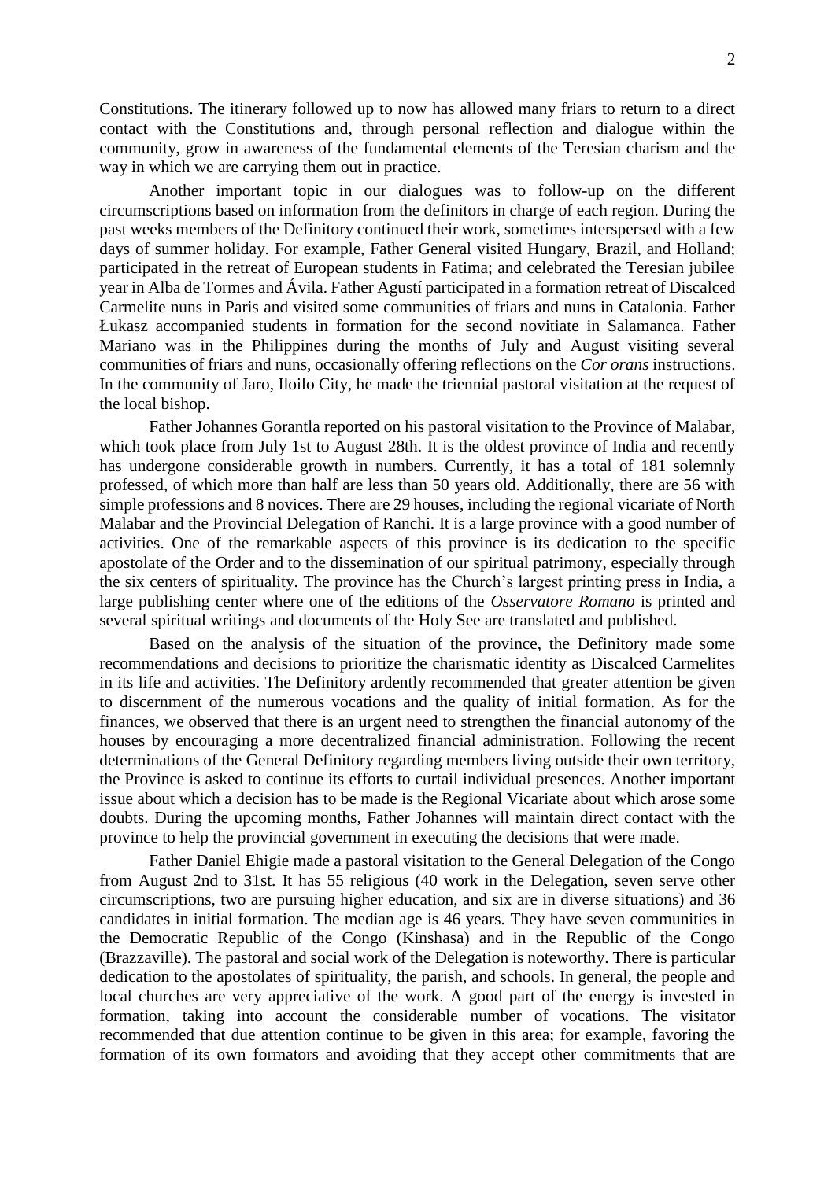Constitutions. The itinerary followed up to now has allowed many friars to return to a direct contact with the Constitutions and, through personal reflection and dialogue within the community, grow in awareness of the fundamental elements of the Teresian charism and the way in which we are carrying them out in practice.

Another important topic in our dialogues was to follow-up on the different circumscriptions based on information from the definitors in charge of each region. During the past weeks members of the Definitory continued their work, sometimes interspersed with a few days of summer holiday. For example, Father General visited Hungary, Brazil, and Holland; participated in the retreat of European students in Fatima; and celebrated the Teresian jubilee year in Alba de Tormes and Ávila. Father Agustí participated in a formation retreat of Discalced Carmelite nuns in Paris and visited some communities of friars and nuns in Catalonia. Father Łukasz accompanied students in formation for the second novitiate in Salamanca. Father Mariano was in the Philippines during the months of July and August visiting several communities of friars and nuns, occasionally offering reflections on the *Cor orans* instructions. In the community of Jaro, Iloilo City, he made the triennial pastoral visitation at the request of the local bishop.

Father Johannes Gorantla reported on his pastoral visitation to the Province of Malabar, which took place from July 1st to August 28th. It is the oldest province of India and recently has undergone considerable growth in numbers. Currently, it has a total of 181 solemnly professed, of which more than half are less than 50 years old. Additionally, there are 56 with simple professions and 8 novices. There are 29 houses, including the regional vicariate of North Malabar and the Provincial Delegation of Ranchi. It is a large province with a good number of activities. One of the remarkable aspects of this province is its dedication to the specific apostolate of the Order and to the dissemination of our spiritual patrimony, especially through the six centers of spirituality. The province has the Church's largest printing press in India, a large publishing center where one of the editions of the *Osservatore Romano* is printed and several spiritual writings and documents of the Holy See are translated and published.

Based on the analysis of the situation of the province, the Definitory made some recommendations and decisions to prioritize the charismatic identity as Discalced Carmelites in its life and activities. The Definitory ardently recommended that greater attention be given to discernment of the numerous vocations and the quality of initial formation. As for the finances, we observed that there is an urgent need to strengthen the financial autonomy of the houses by encouraging a more decentralized financial administration. Following the recent determinations of the General Definitory regarding members living outside their own territory, the Province is asked to continue its efforts to curtail individual presences. Another important issue about which a decision has to be made is the Regional Vicariate about which arose some doubts. During the upcoming months, Father Johannes will maintain direct contact with the province to help the provincial government in executing the decisions that were made.

Father Daniel Ehigie made a pastoral visitation to the General Delegation of the Congo from August 2nd to 31st. It has 55 religious (40 work in the Delegation, seven serve other circumscriptions, two are pursuing higher education, and six are in diverse situations) and 36 candidates in initial formation. The median age is 46 years. They have seven communities in the Democratic Republic of the Congo (Kinshasa) and in the Republic of the Congo (Brazzaville). The pastoral and social work of the Delegation is noteworthy. There is particular dedication to the apostolates of spirituality, the parish, and schools. In general, the people and local churches are very appreciative of the work. A good part of the energy is invested in formation, taking into account the considerable number of vocations. The visitator recommended that due attention continue to be given in this area; for example, favoring the formation of its own formators and avoiding that they accept other commitments that are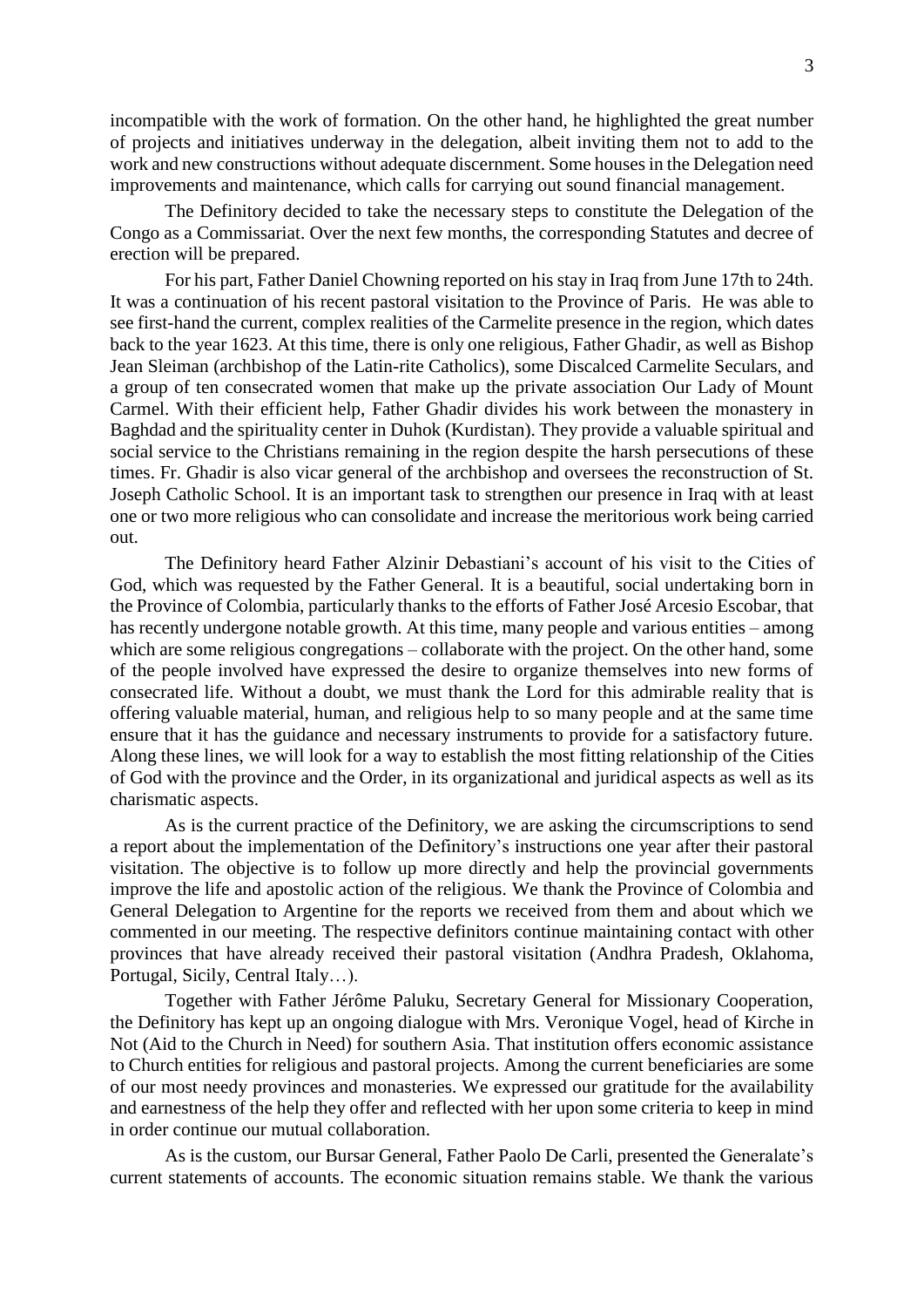incompatible with the work of formation. On the other hand, he highlighted the great number of projects and initiatives underway in the delegation, albeit inviting them not to add to the work and new constructions without adequate discernment. Some houses in the Delegation need improvements and maintenance, which calls for carrying out sound financial management.

The Definitory decided to take the necessary steps to constitute the Delegation of the Congo as a Commissariat. Over the next few months, the corresponding Statutes and decree of erection will be prepared.

For his part, Father Daniel Chowning reported on his stay in Iraq from June 17th to 24th. It was a continuation of his recent pastoral visitation to the Province of Paris. He was able to see first-hand the current, complex realities of the Carmelite presence in the region, which dates back to the year 1623. At this time, there is only one religious, Father Ghadir, as well as Bishop Jean Sleiman (archbishop of the Latin-rite Catholics), some Discalced Carmelite Seculars, and a group of ten consecrated women that make up the private association Our Lady of Mount Carmel. With their efficient help, Father Ghadir divides his work between the monastery in Baghdad and the spirituality center in Duhok (Kurdistan). They provide a valuable spiritual and social service to the Christians remaining in the region despite the harsh persecutions of these times. Fr. Ghadir is also vicar general of the archbishop and oversees the reconstruction of St. Joseph Catholic School. It is an important task to strengthen our presence in Iraq with at least one or two more religious who can consolidate and increase the meritorious work being carried out.

The Definitory heard Father Alzinir Debastiani's account of his visit to the Cities of God, which was requested by the Father General. It is a beautiful, social undertaking born in the Province of Colombia, particularly thanks to the efforts of Father José Arcesio Escobar, that has recently undergone notable growth. At this time, many people and various entities – among which are some religious congregations – collaborate with the project. On the other hand, some of the people involved have expressed the desire to organize themselves into new forms of consecrated life. Without a doubt, we must thank the Lord for this admirable reality that is offering valuable material, human, and religious help to so many people and at the same time ensure that it has the guidance and necessary instruments to provide for a satisfactory future. Along these lines, we will look for a way to establish the most fitting relationship of the Cities of God with the province and the Order, in its organizational and juridical aspects as well as its charismatic aspects.

As is the current practice of the Definitory, we are asking the circumscriptions to send a report about the implementation of the Definitory's instructions one year after their pastoral visitation. The objective is to follow up more directly and help the provincial governments improve the life and apostolic action of the religious. We thank the Province of Colombia and General Delegation to Argentine for the reports we received from them and about which we commented in our meeting. The respective definitors continue maintaining contact with other provinces that have already received their pastoral visitation (Andhra Pradesh, Oklahoma, Portugal, Sicily, Central Italy…).

Together with Father Jérôme Paluku, Secretary General for Missionary Cooperation, the Definitory has kept up an ongoing dialogue with Mrs. Veronique Vogel, head of Kirche in Not (Aid to the Church in Need) for southern Asia. That institution offers economic assistance to Church entities for religious and pastoral projects. Among the current beneficiaries are some of our most needy provinces and monasteries. We expressed our gratitude for the availability and earnestness of the help they offer and reflected with her upon some criteria to keep in mind in order continue our mutual collaboration.

As is the custom, our Bursar General, Father Paolo De Carli, presented the Generalate's current statements of accounts. The economic situation remains stable. We thank the various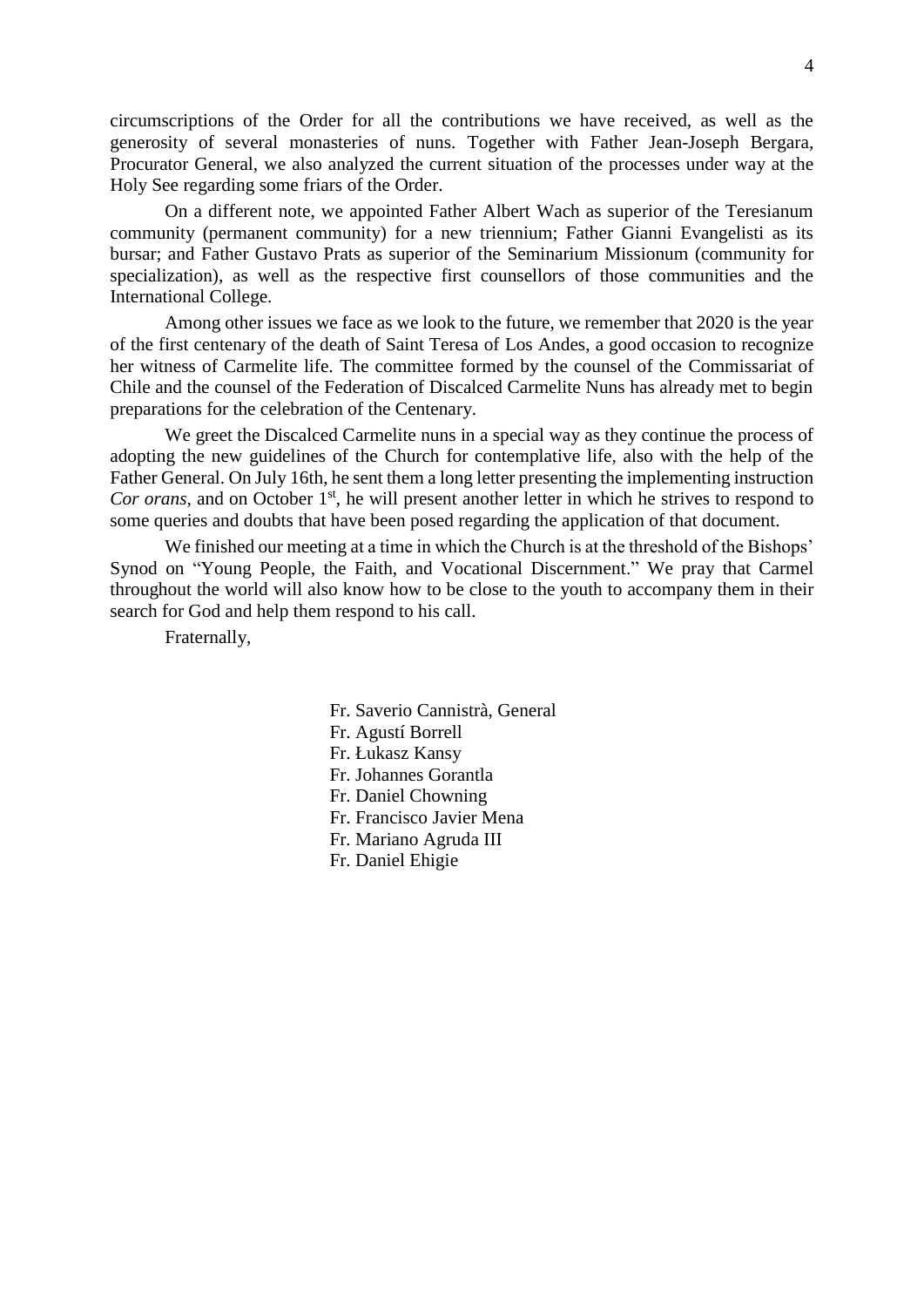circumscriptions of the Order for all the contributions we have received, as well as the generosity of several monasteries of nuns. Together with Father Jean-Joseph Bergara, Procurator General, we also analyzed the current situation of the processes under way at the Holy See regarding some friars of the Order.

On a different note, we appointed Father Albert Wach as superior of the Teresianum community (permanent community) for a new triennium; Father Gianni Evangelisti as its bursar; and Father Gustavo Prats as superior of the Seminarium Missionum (community for specialization), as well as the respective first counsellors of those communities and the International College.

Among other issues we face as we look to the future, we remember that 2020 is the year of the first centenary of the death of Saint Teresa of Los Andes, a good occasion to recognize her witness of Carmelite life. The committee formed by the counsel of the Commissariat of Chile and the counsel of the Federation of Discalced Carmelite Nuns has already met to begin preparations for the celebration of the Centenary.

We greet the Discalced Carmelite nuns in a special way as they continue the process of adopting the new guidelines of the Church for contemplative life, also with the help of the Father General. On July 16th, he sent them a long letter presenting the implementing instruction *Cor orans*, and on October 1st, he will present another letter in which he strives to respond to some queries and doubts that have been posed regarding the application of that document.

We finished our meeting at a time in which the Church is at the threshold of the Bishops' Synod on "Young People, the Faith, and Vocational Discernment." We pray that Carmel throughout the world will also know how to be close to the youth to accompany them in their search for God and help them respond to his call.

Fraternally,

Fr. Saverio Cannistrà, General
Fr. Agustí Borrell
Fr. Łukasz Kansy
Fr. Johannes Gorantla
Fr. Daniel Chowning
Fr. Francisco Javier Mena
Fr. Mariano Agruda III
Fr. Daniel Ehigie